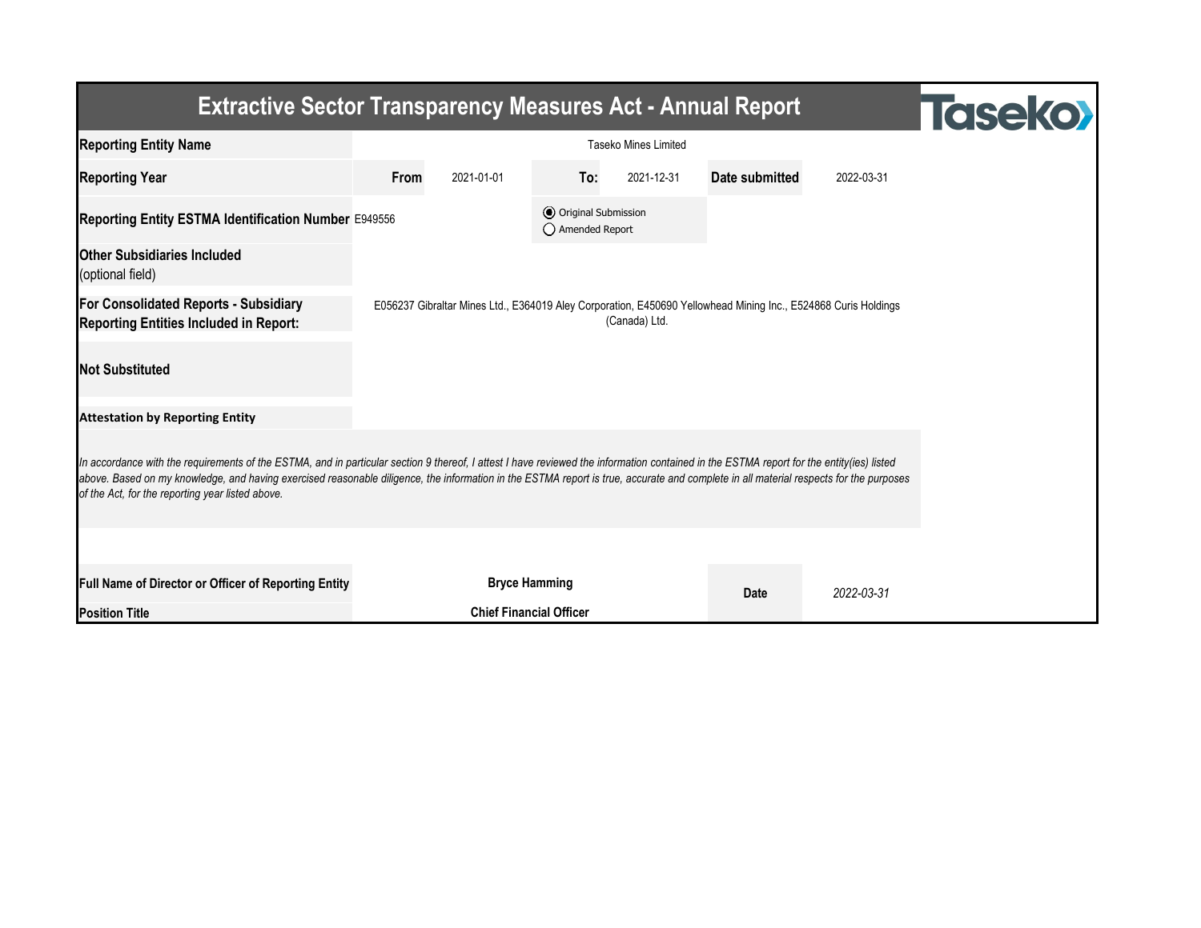# Extractive Sector Transparency Measures Act - Annual Report

Taseko

| | | | | | | |
|---|---|---|---|---|---|---|
| **Reporting Entity Name** | Taseko Mines Limited | | | | | |
| **Reporting Year** | **From** | 2021-01-01 | **To:** | 2021-12-31 | **Date submitted** | 2022-03-31 |
| **Reporting Entity ESTMA Identification Number** | E949556 | | ◉ Original Submission ◯ Amended Report | | | |
| **Other Subsidiaries Included** (optional field) | | | | | | |
| **For Consolidated Reports - Subsidiary Reporting Entities Included in Report:** | E056237 Gibraltar Mines Ltd., E364019 Aley Corporation, E450690 Yellowhead Mining Inc., E524868 Curis Holdings (Canada) Ltd. | | | | | |
| **Not Substituted** | | | | | | |

**Attestation by Reporting Entity**

*In accordance with the requirements of the ESTMA, and in particular section 9 thereof, I attest I have reviewed the information contained in the ESTMA report for the entity(ies) listed above. Based on my knowledge, and having exercised reasonable diligence, the information in the ESTMA report is true, accurate and complete in all material respects for the purposes of the Act, for the reporting year listed above.*

| | | | |
|---|---|---|---|
| **Full Name of Director or Officer of Reporting Entity** | **Bryce Hamming** | **Date** | *2022-03-31* |
| **Position Title** | **Chief Financial Officer** | | |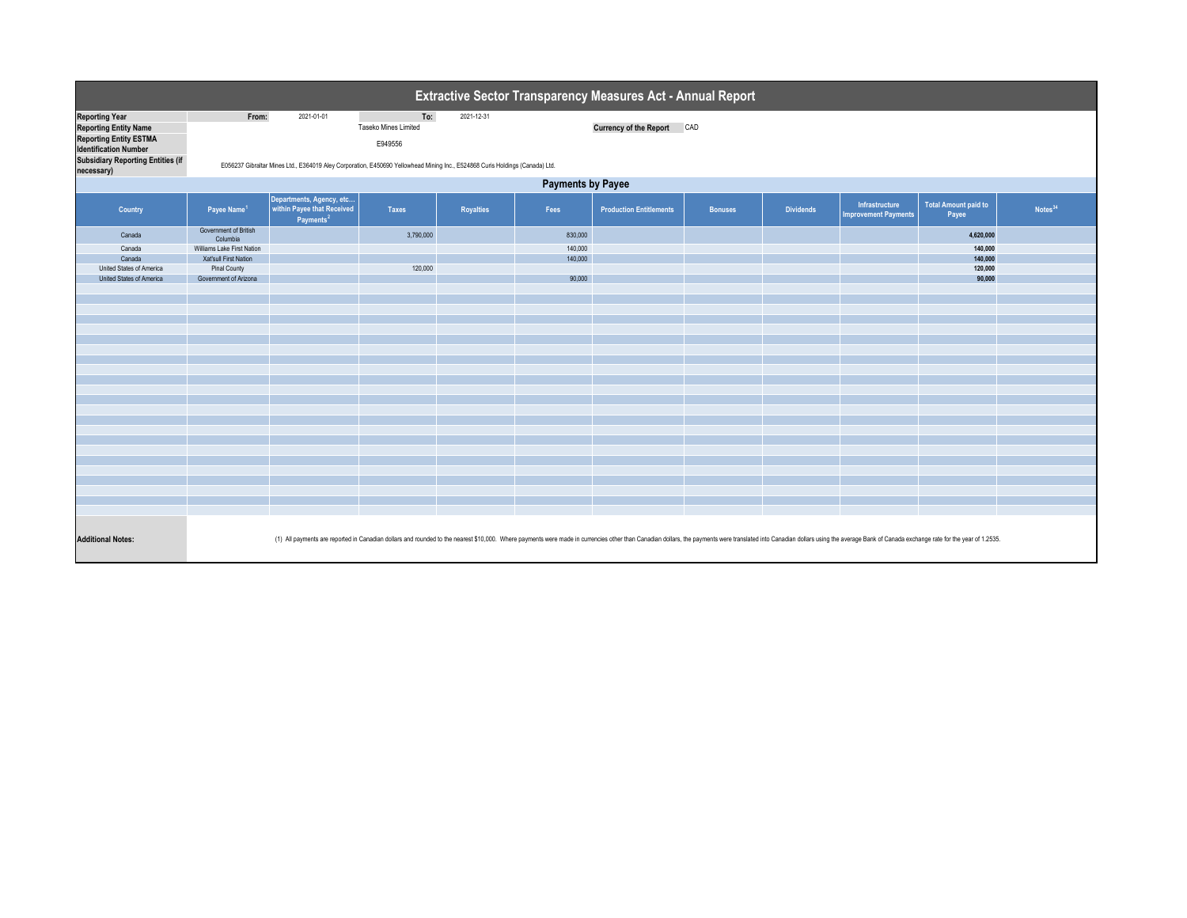# Extractive Sector Transparency Measures Act - Annual Report

| | | | | |
|---|---|---|---|---|
| **Reporting Year** | **From:** | 2021-01-01 | **To:** | 2021-12-31 |
| **Reporting Entity Name** | Taseko Mines Limited | | **Currency of the Report** | CAD |
| **Reporting Entity ESTMA Identification Number** | E949556 | | | |
| **Subsidiary Reporting Entities (if necessary)** | E056237 Gibraltar Mines Ltd., E364019 Aley Corporation, E450690 Yellowhead Mining Inc., E524868 Curis Holdings (Canada) Ltd. | | | |

## Payments by Payee

| Country | Payee Name[1] | Departments, Agency, etc… within Payee that Received Payments[2] | Taxes | Royalties | Fees | Production Entitlements | Bonuses | Dividends | Infrastructure Improvement Payments | Total Amount paid to Payee | Notes[34] |
|---|---|---|---|---|---|---|---|---|---|---|---|
| Canada | Government of British Columbia | | 3,790,000 | | 830,000 | | | | | **4,620,000** | |
| Canada | Williams Lake First Nation | | | | 140,000 | | | | | **140,000** | |
| Canada | Xat'sull First Nation | | | | 140,000 | | | | | **140,000** | |
| United States of America | Pinal County | | 120,000 | | | | | | | **120,000** | |
| United States of America | Government of Arizona | | | | 90,000 | | | | | **90,000** | |

**Additional Notes:**

(1) All payments are reported in Canadian dollars and rounded to the nearest $10,000. Where payments were made in currencies other than Canadian dollars, the payments were translated into Canadian dollars using the average Bank of Canada exchange rate for the year of 1.2535.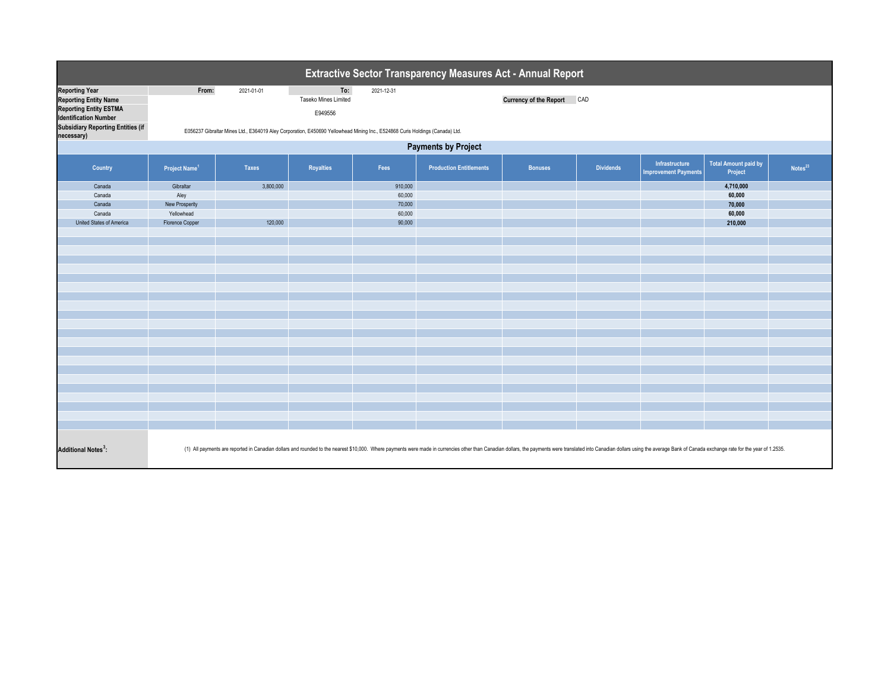# Extractive Sector Transparency Measures Act - Annual Report

| | | | | |
|---|---|---|---|---|
| **Reporting Year** | From: | 2021-01-01 | To: | 2021-12-31 |
| **Reporting Entity Name** | | Taseko Mines Limited | **Currency of the Report** | CAD |
| **Reporting Entity ESTMA Identification Number** | | E949556 | | |
| **Subsidiary Reporting Entities (if necessary)** | | E056237 Gibraltar Mines Ltd., E364019 Aley Corporation, E450690 Yellowhead Mining Inc., E524868 Curis Holdings (Canada) Ltd. | | |

## Payments by Project

| Country | Project Name[1] | Taxes | Royalties | Fees | Production Entitlements | Bonuses | Dividends | Infrastructure Improvement Payments | Total Amount paid by Project | Notes[23] |
|---|---|---|---|---|---|---|---|---|---|---|
| Canada | Gibraltar | 3,800,000 | | 910,000 | | | | | **4,710,000** | |
| Canada | Aley | | | 60,000 | | | | | **60,000** | |
| Canada | New Prosperity | | | 70,000 | | | | | **70,000** | |
| Canada | Yellowhead | | | 60,000 | | | | | **60,000** | |
| United States of America | Florence Copper | 120,000 | | 90,000 | | | | | **210,000** | |

**Additional Notes[3]:**

(1) All payments are reported in Canadian dollars and rounded to the nearest $10,000. Where payments were made in currencies other than Canadian dollars, the payments were translated into Canadian dollars using the average Bank of Canada exchange rate for the year of 1.2535.